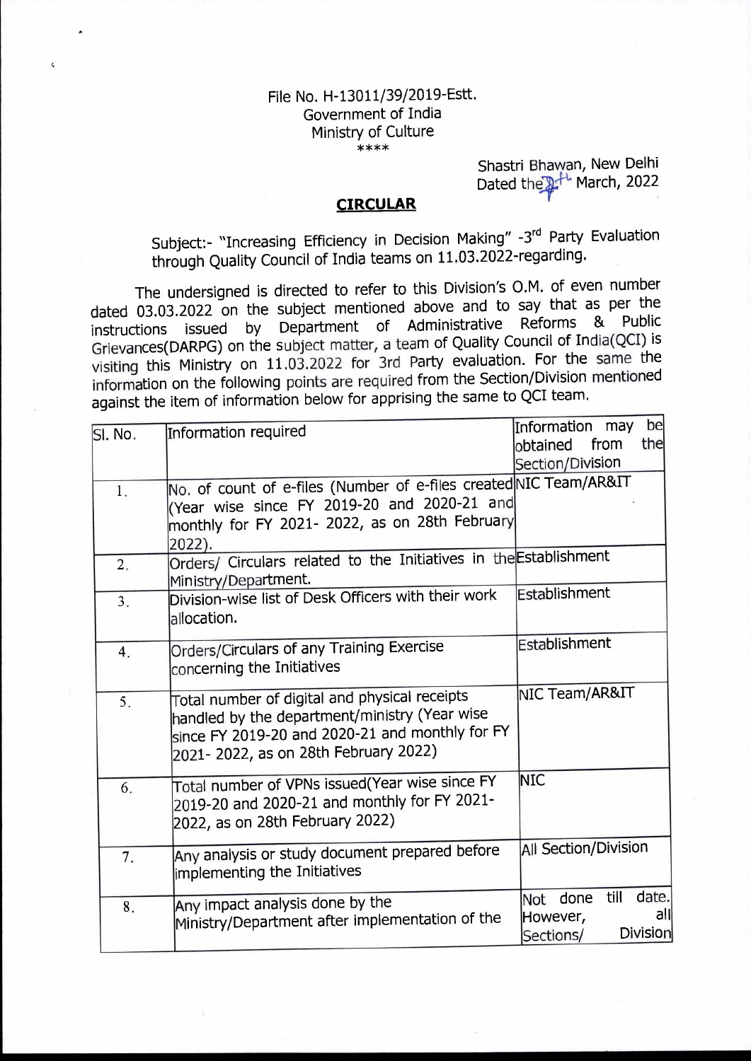File No. H-13011/39/2019-Estt.
Government of India
Ministry of Culture
****

Shastri Bhawan, New Delhi
Dated the 9th March, 2022

## CIRCULAR

Subject:- "Increasing Efficiency in Decision Making" -3rd Party Evaluation through Quality Council of India teams on 11.03.2022-regarding.

The undersigned is directed to refer to this Division's O.M. of even number dated 03.03.2022 on the subject mentioned above and to say that as per the instructions issued by Department of Administrative Reforms & Public Grievances(DARPG) on the subject matter, a team of Quality Council of India(QCI) is visiting this Ministry on 11.03.2022 for 3rd Party evaluation. For the same the information on the following points are required from the Section/Division mentioned against the item of information below for apprising the same to QCI team.

| Sl. No. | Information required | Information may be obtained from the Section/Division |
|---|---|---|
| 1. | No. of count of e-files (Number of e-files created (Year wise since FY 2019-20 and 2020-21 and monthly for FY 2021- 2022, as on 28th February 2022). | NIC Team/AR&IT |
| 2. | Orders/ Circulars related to the Initiatives in the Ministry/Department. | Establishment |
| 3. | Division-wise list of Desk Officers with their work allocation. | Establishment |
| 4. | Orders/Circulars of any Training Exercise concerning the Initiatives | Establishment |
| 5. | Total number of digital and physical receipts handled by the department/ministry (Year wise since FY 2019-20 and 2020-21 and monthly for FY 2021- 2022, as on 28th February 2022) | NIC Team/AR&IT |
| 6. | Total number of VPNs issued(Year wise since FY 2019-20 and 2020-21 and monthly for FY 2021-2022, as on 28th February 2022) | NIC |
| 7. | Any analysis or study document prepared before implementing the Initiatives | All Section/Division |
| 8. | Any impact analysis done by the Ministry/Department after implementation of the | Not done till date. However, all Sections/ Division |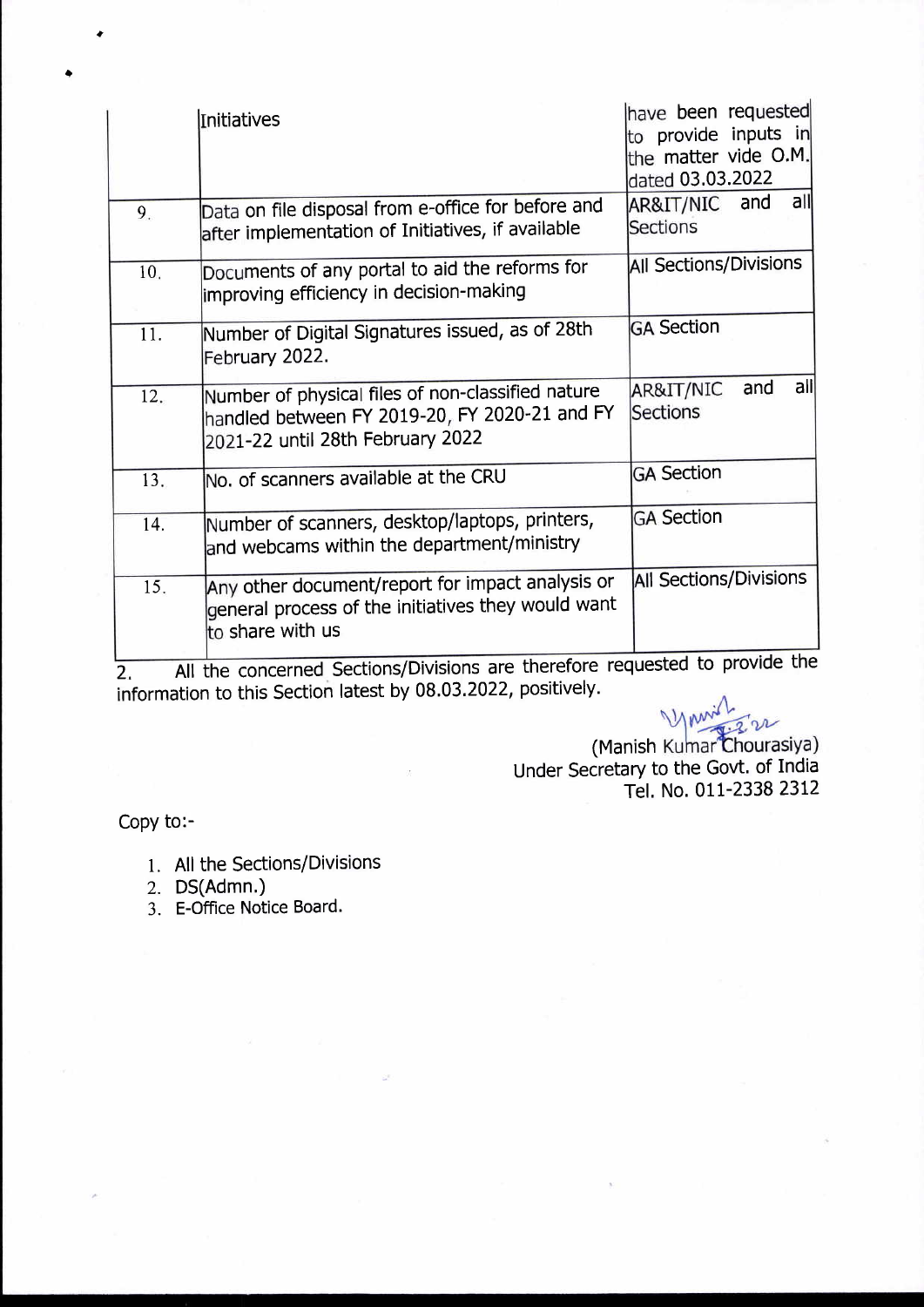| | | |
|---|---|---|
| | Initiatives | have been requested to provide inputs in the matter vide O.M. dated 03.03.2022 |
| 9. | Data on file disposal from e-office for before and after implementation of Initiatives, if available | AR&IT/NIC and all Sections |
| 10. | Documents of any portal to aid the reforms for improving efficiency in decision-making | All Sections/Divisions |
| 11. | Number of Digital Signatures issued, as of 28th February 2022. | GA Section |
| 12. | Number of physical files of non-classified nature handled between FY 2019-20, FY 2020-21 and FY 2021-22 until 28th February 2022 | AR&IT/NIC and all Sections |
| 13. | No. of scanners available at the CRU | GA Section |
| 14. | Number of scanners, desktop/laptops, printers, and webcams within the department/ministry | GA Section |
| 15. | Any other document/report for impact analysis or general process of the initiatives they would want to share with us | All Sections/Divisions |

2. All the concerned Sections/Divisions are therefore requested to provide the information to this Section latest by 08.03.2022, positively.

(Manish Kumar Chourasiya)
Under Secretary to the Govt. of India
Tel. No. 011-2338 2312

Copy to:-

1. All the Sections/Divisions
2. DS(Admn.)
3. E-Office Notice Board.